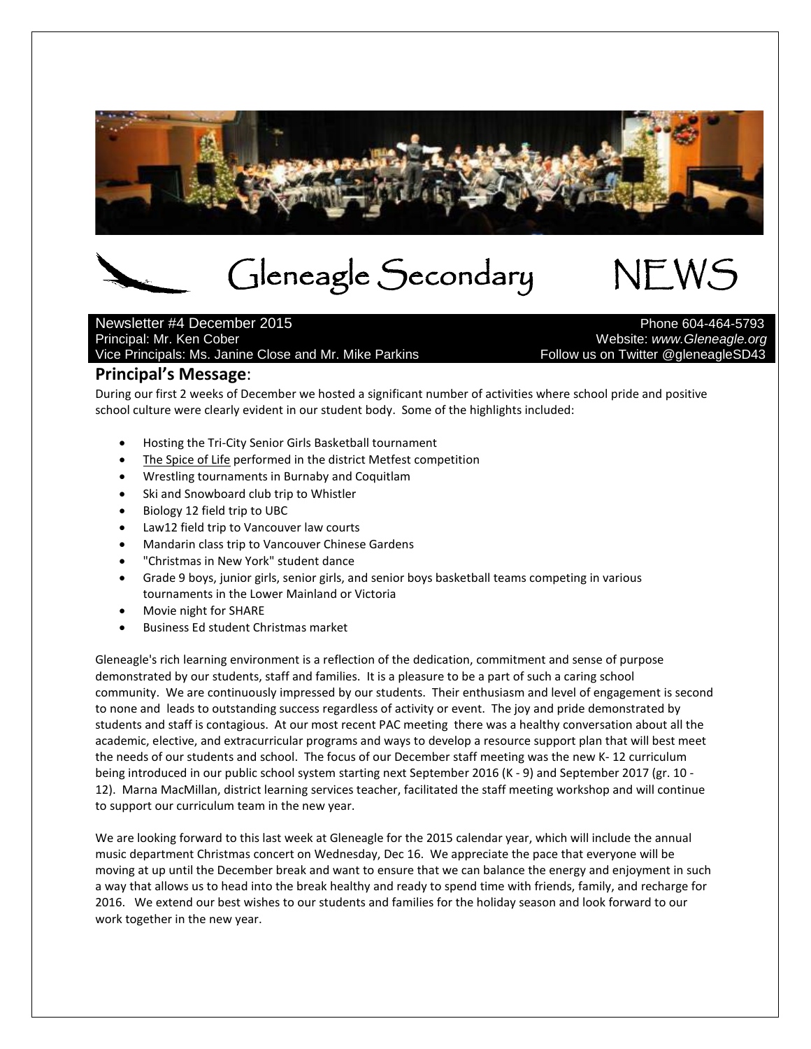# Gleneagle Secondary NEWS

Newsletter #4 December 2015
Principal: Mr. Ken Cober
Vice Principals: Ms. Janine Close and Mr. Mike Parkins

Phone 604-464-5793
Website: *www.Gleneagle.org*
Follow us on Twitter @gleneagleSD43

## Principal's Message:

During our first 2 weeks of December we hosted a significant number of activities where school pride and positive school culture were clearly evident in our student body. Some of the highlights included:

- Hosting the Tri-City Senior Girls Basketball tournament
- The Spice of Life performed in the district Metfest competition
- Wrestling tournaments in Burnaby and Coquitlam
- Ski and Snowboard club trip to Whistler
- Biology 12 field trip to UBC
- Law12 field trip to Vancouver law courts
- Mandarin class trip to Vancouver Chinese Gardens
- "Christmas in New York" student dance
- Grade 9 boys, junior girls, senior girls, and senior boys basketball teams competing in various tournaments in the Lower Mainland or Victoria
- Movie night for SHARE
- Business Ed student Christmas market

Gleneagle's rich learning environment is a reflection of the dedication, commitment and sense of purpose demonstrated by our students, staff and families. It is a pleasure to be a part of such a caring school community. We are continuously impressed by our students. Their enthusiasm and level of engagement is second to none and leads to outstanding success regardless of activity or event. The joy and pride demonstrated by students and staff is contagious. At our most recent PAC meeting there was a healthy conversation about all the academic, elective, and extracurricular programs and ways to develop a resource support plan that will best meet the needs of our students and school. The focus of our December staff meeting was the new K- 12 curriculum being introduced in our public school system starting next September 2016 (K - 9) and September 2017 (gr. 10 - 12). Marna MacMillan, district learning services teacher, facilitated the staff meeting workshop and will continue to support our curriculum team in the new year.

We are looking forward to this last week at Gleneagle for the 2015 calendar year, which will include the annual music department Christmas concert on Wednesday, Dec 16. We appreciate the pace that everyone will be moving at up until the December break and want to ensure that we can balance the energy and enjoyment in such a way that allows us to head into the break healthy and ready to spend time with friends, family, and recharge for 2016. We extend our best wishes to our students and families for the holiday season and look forward to our work together in the new year.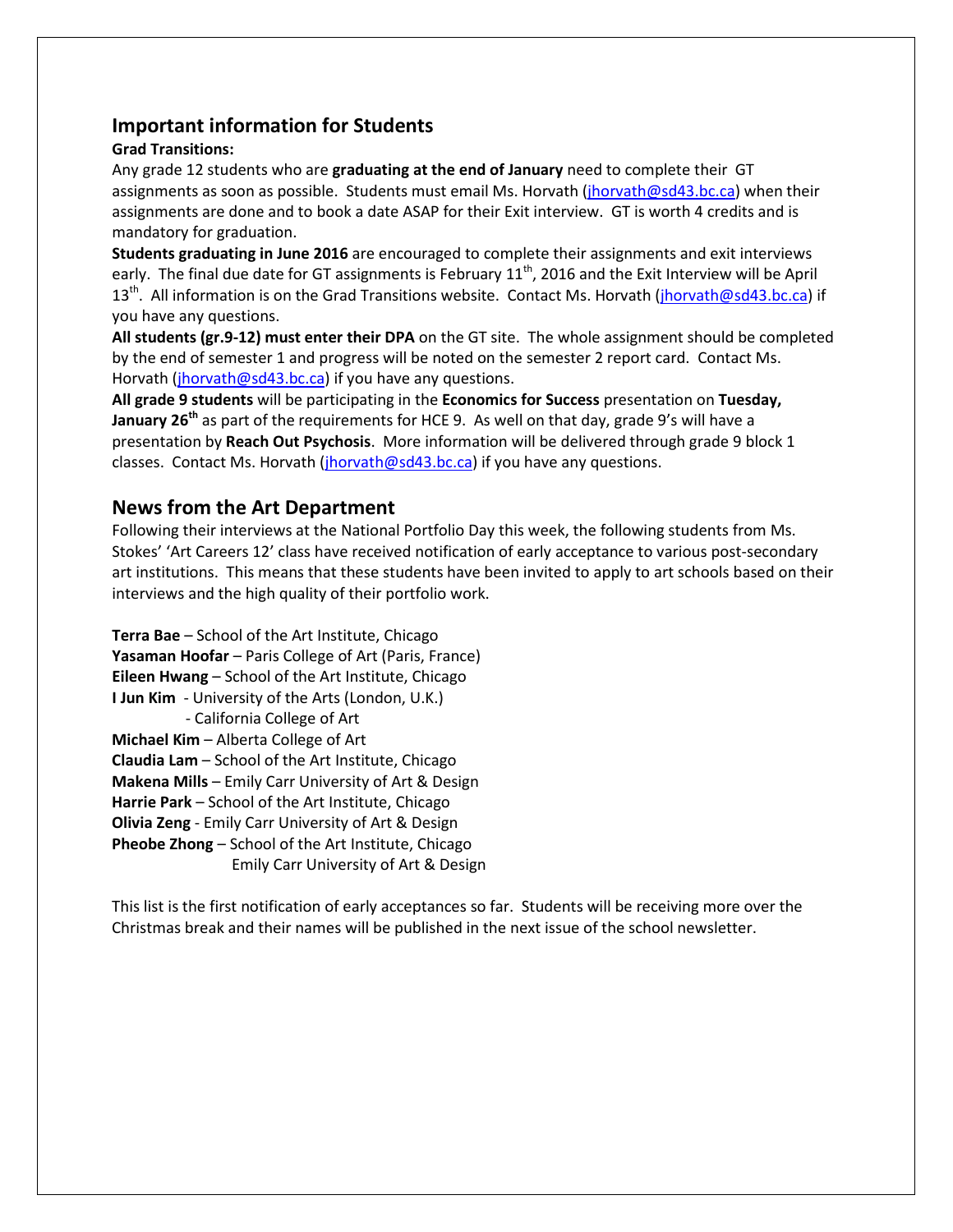## Important information for Students

**Grad Transitions:**

Any grade 12 students who are **graduating at the end of January** need to complete their GT assignments as soon as possible. Students must email Ms. Horvath (jhorvath@sd43.bc.ca) when their assignments are done and to book a date ASAP for their Exit interview. GT is worth 4 credits and is mandatory for graduation.

**Students graduating in June 2016** are encouraged to complete their assignments and exit interviews early. The final due date for GT assignments is February 11th, 2016 and the Exit Interview will be April 13th. All information is on the Grad Transitions website. Contact Ms. Horvath (jhorvath@sd43.bc.ca) if you have any questions.

**All students (gr.9-12) must enter their DPA** on the GT site. The whole assignment should be completed by the end of semester 1 and progress will be noted on the semester 2 report card. Contact Ms. Horvath (jhorvath@sd43.bc.ca) if you have any questions.

**All grade 9 students** will be participating in the **Economics for Success** presentation on **Tuesday, January 26th** as part of the requirements for HCE 9. As well on that day, grade 9's will have a presentation by **Reach Out Psychosis**. More information will be delivered through grade 9 block 1 classes. Contact Ms. Horvath (jhorvath@sd43.bc.ca) if you have any questions.

## News from the Art Department

Following their interviews at the National Portfolio Day this week, the following students from Ms. Stokes' 'Art Careers 12' class have received notification of early acceptance to various post-secondary art institutions. This means that these students have been invited to apply to art schools based on their interviews and the high quality of their portfolio work.

**Terra Bae** – School of the Art Institute, Chicago
**Yasaman Hoofar** – Paris College of Art (Paris, France)
**Eileen Hwang** – School of the Art Institute, Chicago
**I Jun Kim** - University of the Arts (London, U.K.)
- California College of Art

**Michael Kim** – Alberta College of Art
**Claudia Lam** – School of the Art Institute, Chicago
**Makena Mills** – Emily Carr University of Art & Design
**Harrie Park** – School of the Art Institute, Chicago
**Olivia Zeng** - Emily Carr University of Art & Design
**Pheobe Zhong** – School of the Art Institute, Chicago
Emily Carr University of Art & Design

This list is the first notification of early acceptances so far. Students will be receiving more over the Christmas break and their names will be published in the next issue of the school newsletter.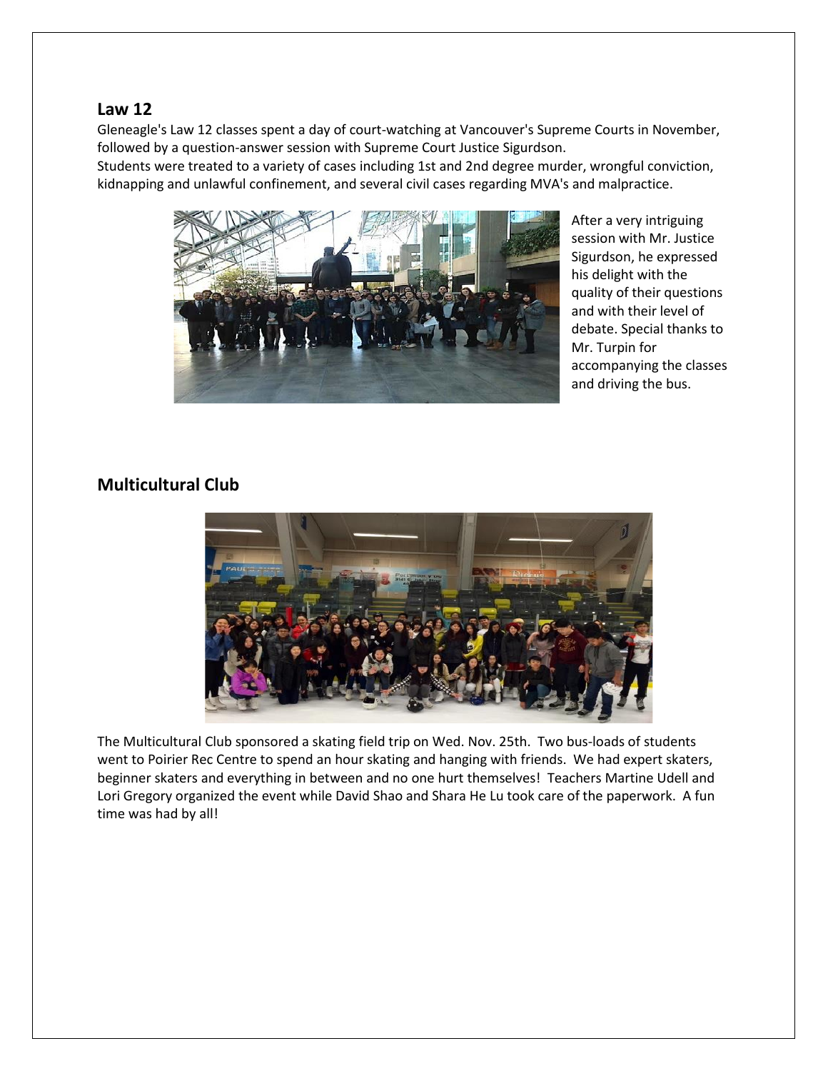## Law 12

Gleneagle's Law 12 classes spent a day of court-watching at Vancouver's Supreme Courts in November, followed by a question-answer session with Supreme Court Justice Sigurdson.
Students were treated to a variety of cases including 1st and 2nd degree murder, wrongful conviction, kidnapping and unlawful confinement, and several civil cases regarding MVA's and malpractice.

After a very intriguing session with Mr. Justice Sigurdson, he expressed his delight with the quality of their questions and with their level of debate. Special thanks to Mr. Turpin for accompanying the classes and driving the bus.

## Multicultural Club

The Multicultural Club sponsored a skating field trip on Wed. Nov. 25th. Two bus-loads of students went to Poirier Rec Centre to spend an hour skating and hanging with friends. We had expert skaters, beginner skaters and everything in between and no one hurt themselves! Teachers Martine Udell and Lori Gregory organized the event while David Shao and Shara He Lu took care of the paperwork. A fun time was had by all!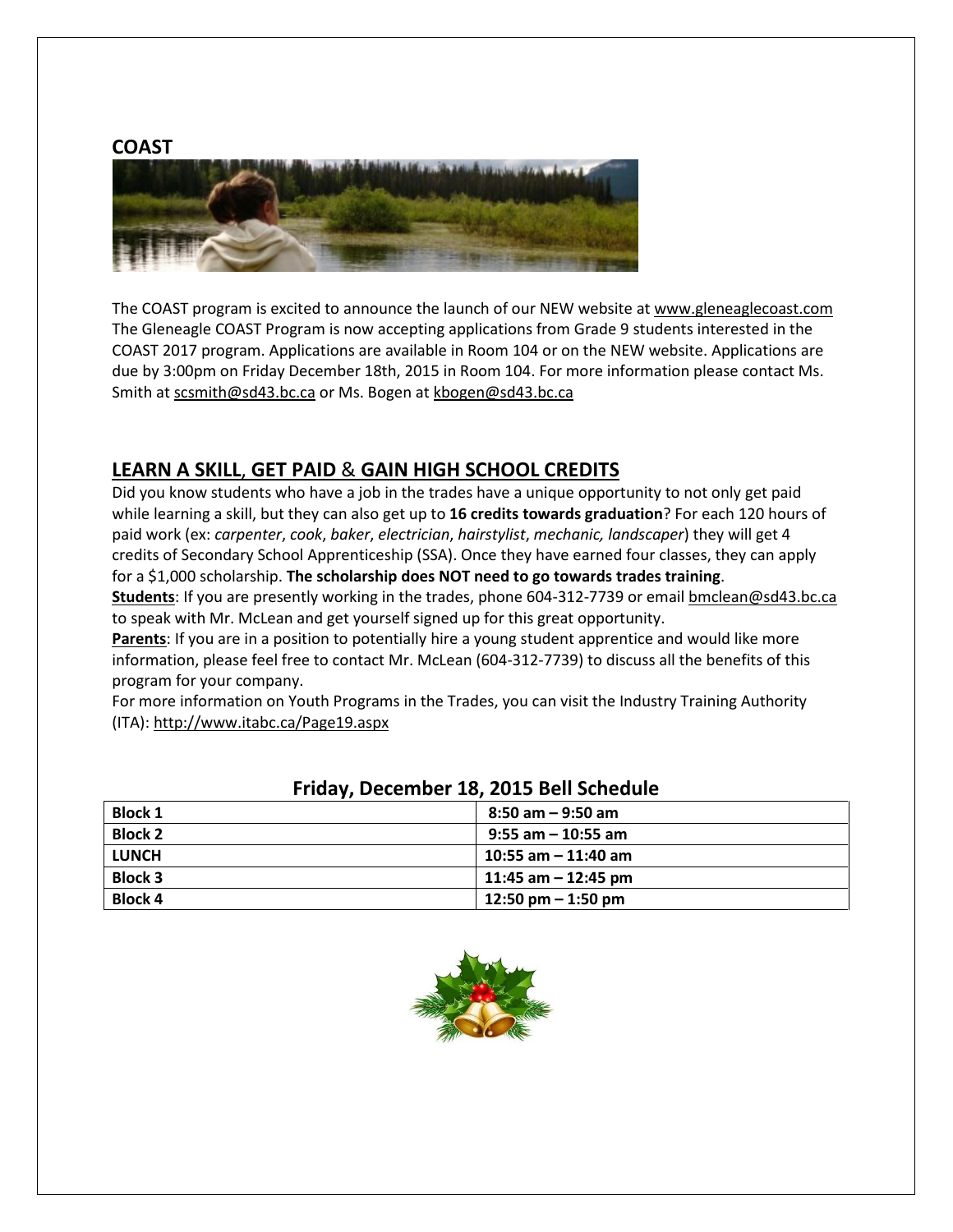## COAST

The COAST program is excited to announce the launch of our NEW website at www.gleneaglecoast.com The Gleneagle COAST Program is now accepting applications from Grade 9 students interested in the COAST 2017 program. Applications are available in Room 104 or on the NEW website. Applications are due by 3:00pm on Friday December 18th, 2015 in Room 104. For more information please contact Ms. Smith at scsmith@sd43.bc.ca or Ms. Bogen at kbogen@sd43.bc.ca

## LEARN A SKILL, GET PAID & GAIN HIGH SCHOOL CREDITS

Did you know students who have a job in the trades have a unique opportunity to not only get paid while learning a skill, but they can also get up to **16 credits towards graduation**? For each 120 hours of paid work (ex: *carpenter*, *cook*, *baker*, *electrician*, *hairstylist*, *mechanic, landscaper*) they will get 4 credits of Secondary School Apprenticeship (SSA). Once they have earned four classes, they can apply for a $1,000 scholarship. **The scholarship does NOT need to go towards trades training**.

**Students**: If you are presently working in the trades, phone 604-312-7739 or email bmclean@sd43.bc.ca to speak with Mr. McLean and get yourself signed up for this great opportunity.

**Parents**: If you are in a position to potentially hire a young student apprentice and would like more information, please feel free to contact Mr. McLean (604-312-7739) to discuss all the benefits of this program for your company.

For more information on Youth Programs in the Trades, you can visit the Industry Training Authority (ITA): http://www.itabc.ca/Page19.aspx

### Friday, December 18, 2015 Bell Schedule

| | |
|---|---|
| **Block 1** | **8:50 am – 9:50 am** |
| **Block 2** | **9:55 am – 10:55 am** |
| **LUNCH** | **10:55 am – 11:40 am** |
| **Block 3** | **11:45 am – 12:45 pm** |
| **Block 4** | **12:50 pm – 1:50 pm** |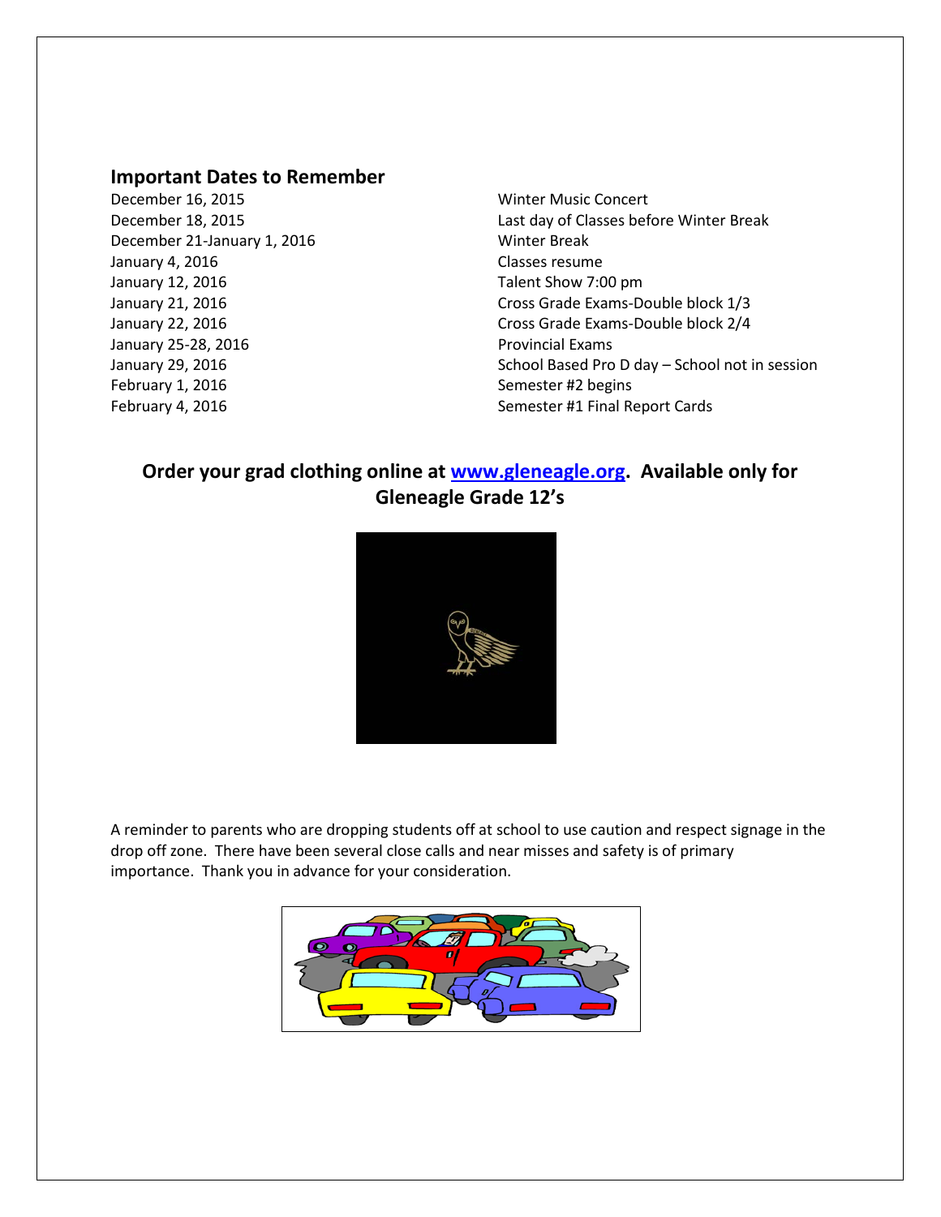## Important Dates to Remember

| | |
|---|---|
| December 16, 2015 | Winter Music Concert |
| December 18, 2015 | Last day of Classes before Winter Break |
| December 21-January 1, 2016 | Winter Break |
| January 4, 2016 | Classes resume |
| January 12, 2016 | Talent Show 7:00 pm |
| January 21, 2016 | Cross Grade Exams-Double block 1/3 |
| January 22, 2016 | Cross Grade Exams-Double block 2/4 |
| January 25-28, 2016 | Provincial Exams |
| January 29, 2016 | School Based Pro D day – School not in session |
| February 1, 2016 | Semester #2 begins |
| February 4, 2016 | Semester #1 Final Report Cards |

**Order your grad clothing online at [www.gleneagle.org](www.gleneagle.org). Available only for Gleneagle Grade 12's**

A reminder to parents who are dropping students off at school to use caution and respect signage in the drop off zone. There have been several close calls and near misses and safety is of primary importance. Thank you in advance for your consideration.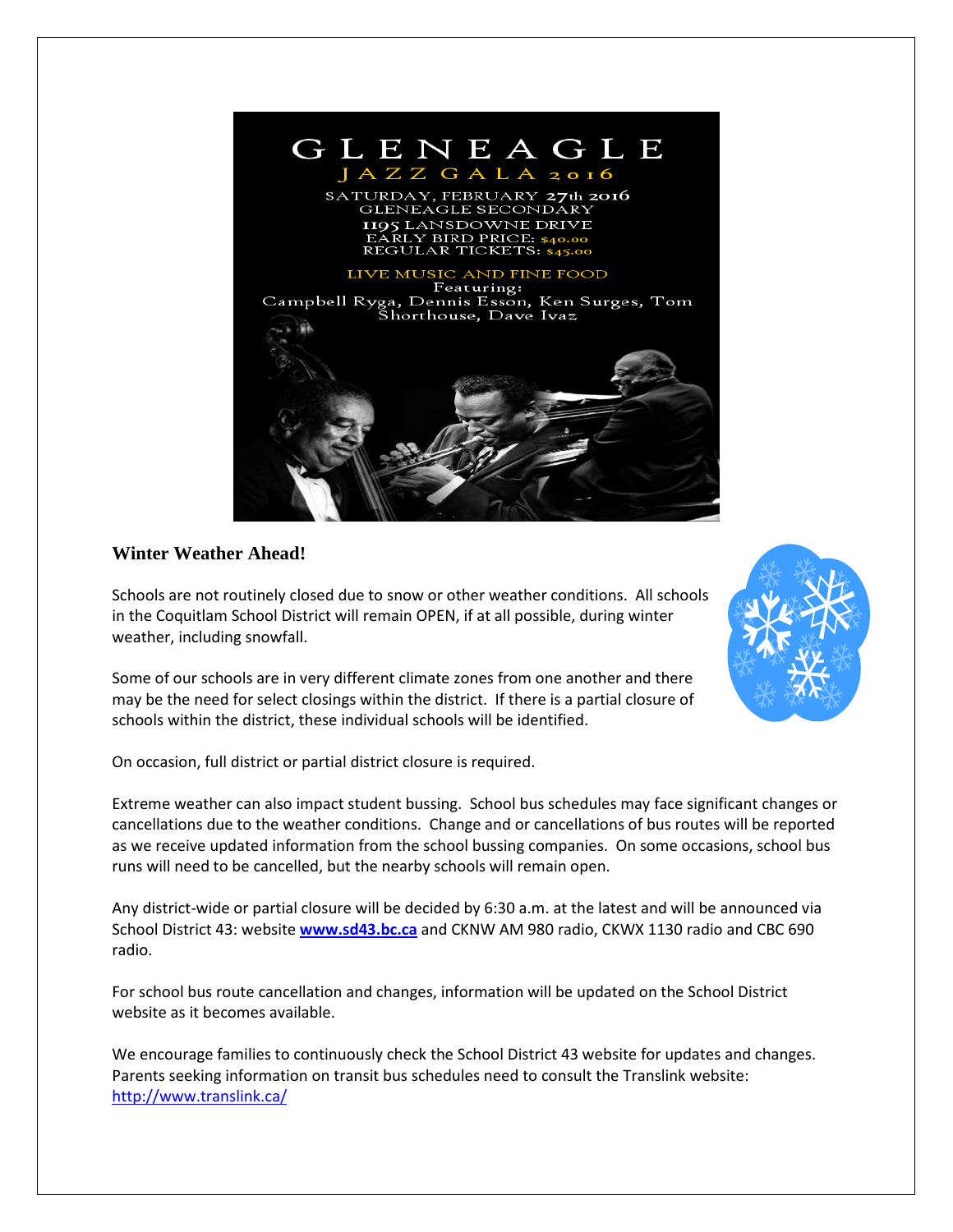GLENEAGLE

JAZZ GALA 2016

SATURDAY, FEBRUARY 27th 2016
GLENEAGLE SECONDARY
1195 LANSDOWNE DRIVE
EARLY BIRD PRICE: $40.00
REGULAR TICKETS: $45.00

LIVE MUSIC AND FINE FOOD
Featuring:
Campbell Ryga, Dennis Esson, Ken Surges, Tom Shorthouse, Dave Ivaz

### Winter Weather Ahead!

Schools are not routinely closed due to snow or other weather conditions. All schools in the Coquitlam School District will remain OPEN, if at all possible, during winter weather, including snowfall.

Some of our schools are in very different climate zones from one another and there may be the need for select closings within the district. If there is a partial closure of schools within the district, these individual schools will be identified.

On occasion, full district or partial district closure is required.

Extreme weather can also impact student bussing. School bus schedules may face significant changes or cancellations due to the weather conditions. Change and or cancellations of bus routes will be reported as we receive updated information from the school bussing companies. On some occasions, school bus runs will need to be cancelled, but the nearby schools will remain open.

Any district-wide or partial closure will be decided by 6:30 a.m. at the latest and will be announced via School District 43: website **[www.sd43.bc.ca](http://www.sd43.bc.ca)** and CKNW AM 980 radio, CKWX 1130 radio and CBC 690 radio.

For school bus route cancellation and changes, information will be updated on the School District website as it becomes available.

We encourage families to continuously check the School District 43 website for updates and changes. Parents seeking information on transit bus schedules need to consult the Translink website: [http://www.translink.ca/](http://www.translink.ca/)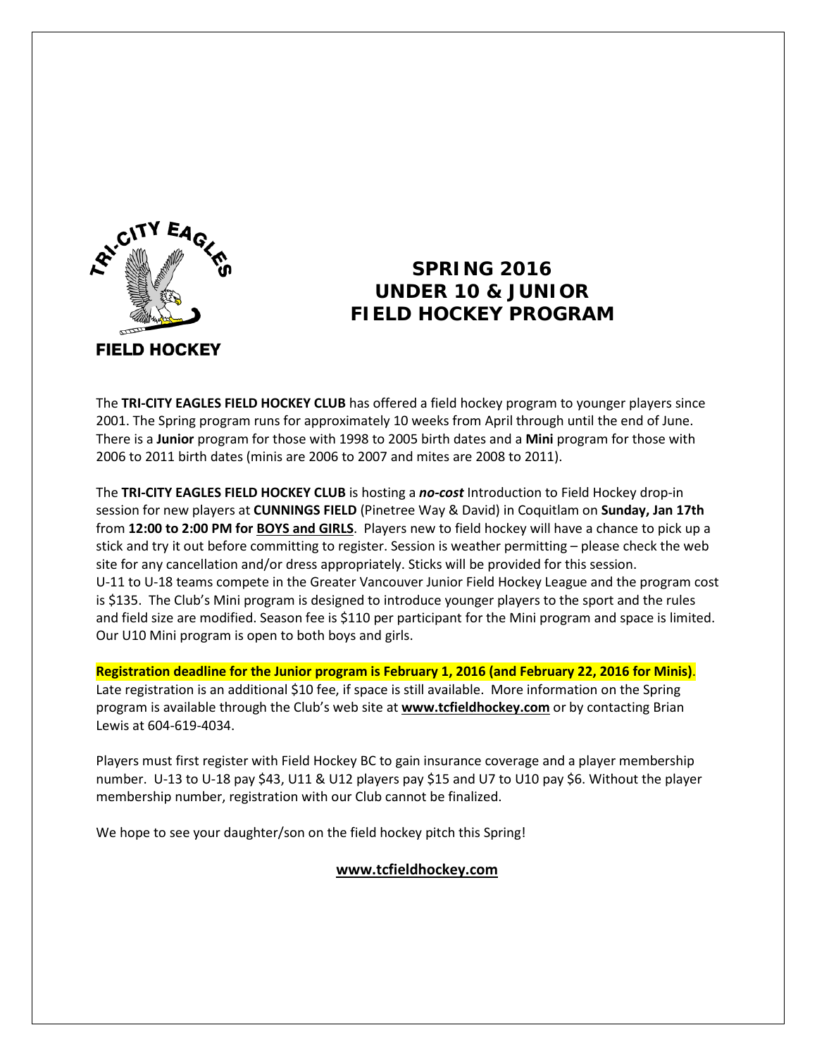TRI-CITY EAGLES

FIELD HOCKEY

# SPRING 2016
# UNDER 10 & JUNIOR
# FIELD HOCKEY PROGRAM

The **TRI-CITY EAGLES FIELD HOCKEY CLUB** has offered a field hockey program to younger players since 2001. The Spring program runs for approximately 10 weeks from April through until the end of June. There is a **Junior** program for those with 1998 to 2005 birth dates and a **Mini** program for those with 2006 to 2011 birth dates (minis are 2006 to 2007 and mites are 2008 to 2011).

The **TRI-CITY EAGLES FIELD HOCKEY CLUB** is hosting a ***no-cost*** Introduction to Field Hockey drop-in session for new players at **CUNNINGS FIELD** (Pinetree Way & David) in Coquitlam on **Sunday, Jan 17th** from **12:00 to 2:00 PM for BOYS and GIRLS**. Players new to field hockey will have a chance to pick up a stick and try it out before committing to register. Session is weather permitting – please check the web site for any cancellation and/or dress appropriately. Sticks will be provided for this session.
U-11 to U-18 teams compete in the Greater Vancouver Junior Field Hockey League and the program cost is $135. The Club's Mini program is designed to introduce younger players to the sport and the rules and field size are modified. Season fee is $110 per participant for the Mini program and space is limited. Our U10 Mini program is open to both boys and girls.

**Registration deadline for the Junior program is February 1, 2016 (and February 22, 2016 for Minis)**. Late registration is an additional $10 fee, if space is still available. More information on the Spring program is available through the Club's web site at **www.tcfieldhockey.com** or by contacting Brian Lewis at 604-619-4034.

Players must first register with Field Hockey BC to gain insurance coverage and a player membership number. U-13 to U-18 pay $43, U11 & U12 players pay $15 and U7 to U10 pay $6. Without the player membership number, registration with our Club cannot be finalized.

We hope to see your daughter/son on the field hockey pitch this Spring!

**www.tcfieldhockey.com**